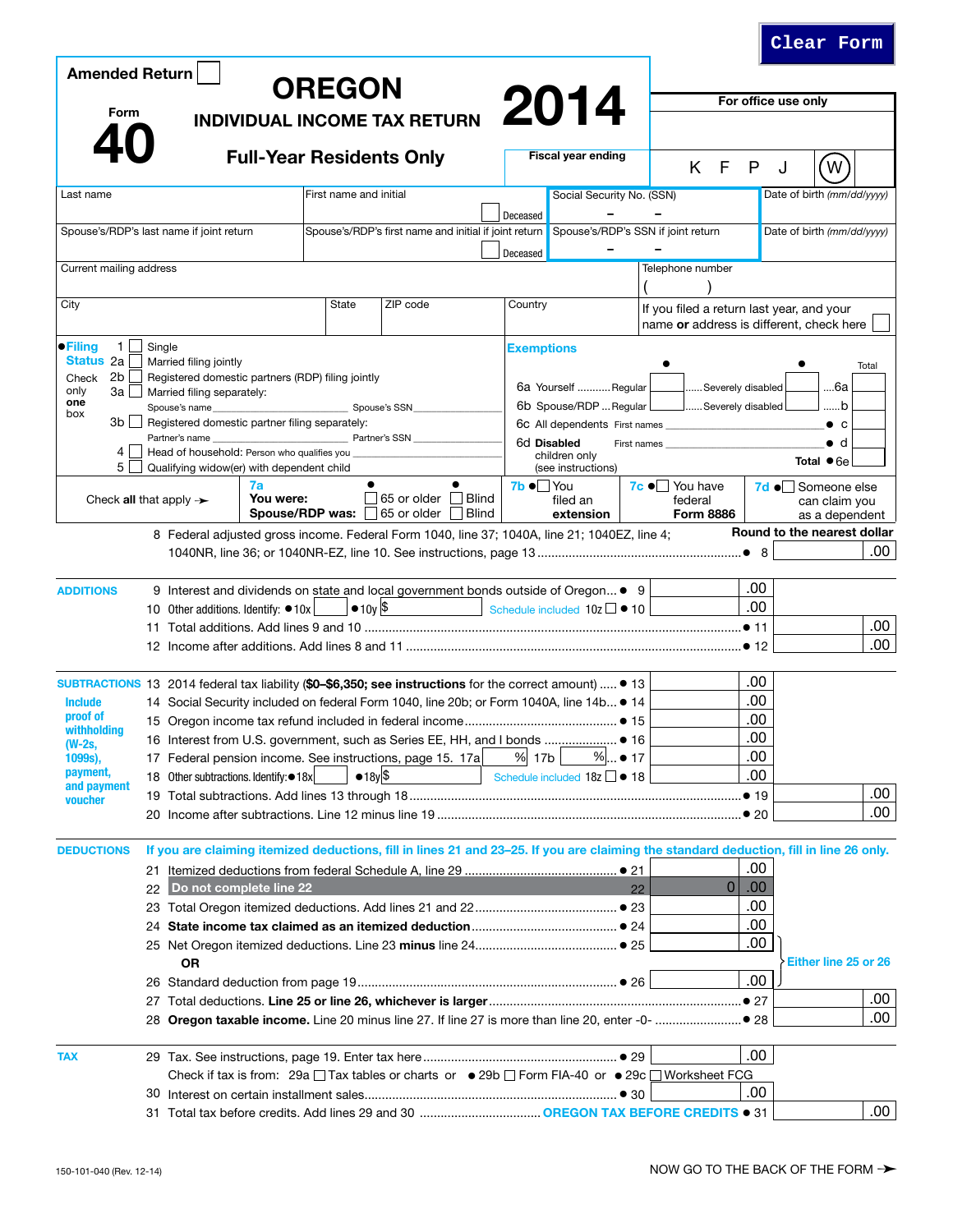Clear Form

Amended Return ☐

Form **40**

# OREGON
## INDIVIDUAL INCOME TAX RETURN
### Full-Year Residents Only

# 2014

Fiscal year ending

For office use only

K F P J (W)

| Last name | First name and initial | ☐ Deceased | Social Security No. (SSN) – – | Date of birth (mm/dd/yyyy) |
|---|---|---|---|---|
| Spouse's/RDP's last name if joint return | Spouse's/RDP's first name and initial if joint return | ☐ Deceased | Spouse's/RDP's SSN if joint return – – | Date of birth (mm/dd/yyyy) |

| Current mailing address | | | | Telephone number ( ) |
|---|---|---|---|---|
| City | State | ZIP code | Country | If you filed a return last year, and your name **or** address is different, check here ☐ |

**●Filing Status** (Check **only one** box)

- 1 ☐ Single
- 2a ☐ Married filing jointly
- 2b ☐ Registered domestic partners (RDP) filing jointly
- 3a ☐ Married filing separately: Spouse's name ________ Spouse's SSN ________
- 3b ☐ Registered domestic partner filing separately: Partner's name ________ Partner's SSN ________
- 4 ☐ Head of household: Person who qualifies you ________
- 5 ☐ Qualifying widow(er) with dependent child

**Exemptions**

| | ● | | ● | Total |
|---|---|---|---|---|
| 6a Yourself ........... Regular | ☐ | ...... Severely disabled | ☐ | .....6a |
| 6b Spouse/RDP ... Regular | ☐ | ...... Severely disabled | ☐ | ......b |
| 6c All dependents First names ________ | | | | ● c |
| 6d **Disabled** children only (see instructions) First names ________ | | | | ● d |
| | | | | **Total** ●6e |

Check **all** that apply ➛ **7a** **You were:** ● ☐ 65 or older ● ☐ Blind  **Spouse/RDP was:** ☐ 65 or older ☐ Blind  **7b** ●☐ You filed an **extension**  **7c** ●☐ You have federal **Form 8886**  **7d** ●☐ Someone else can claim you as a dependent

**Round to the nearest dollar**

8 Federal adjusted gross income. Federal Form 1040, line 37; 1040A, line 21; 1040EZ, line 4; 1040NR, line 36; or 1040NR-EZ, line 10. See instructions, page 13 ........ ● 8 ______ .00

**ADDITIONS**

9 Interest and dividends on state and local government bonds outside of Oregon... ● 9 ______ .00

10 Other additions. Identify: ●10x ______ ●10y $ ______ Schedule included 10z ☐ ● 10 ______ .00

11 Total additions. Add lines 9 and 10 ........ ● 11 ______ .00

12 Income after additions. Add lines 8 and 11 ........ ● 12 ______ .00

**SUBTRACTIONS**

*Include proof of withholding (W-2s, 1099s), payment, and payment voucher*

13 2014 federal tax liability (**$0–$6,350; see instructions** for the correct amount) ..... ● 13 ______ .00

14 Social Security included on federal Form 1040, line 20b; or Form 1040A, line 14b... ● 14 ______ .00

15 Oregon income tax refund included in federal income ........ ● 15 ______ .00

16 Interest from U.S. government, such as Series EE, HH, and I bonds ........ ● 16 ______ .00

17 Federal pension income. See instructions, page 15. 17a ______% 17b ______%... ● 17 ______ .00

18 Other subtractions. Identify: ●18x ______ ●18y $ ______ Schedule included 18z ☐ ● 18 ______ .00

19 Total subtractions. Add lines 13 through 18 ........ ● 19 ______ .00

20 Income after subtractions. Line 12 minus line 19 ........ ● 20 ______ .00

**DEDUCTIONS**

**If you are claiming itemized deductions, fill in lines 21 and 23–25. If you are claiming the standard deduction, fill in line 26 only.**

21 Itemized deductions from federal Schedule A, line 29 ........ ● 21 ______ .00

22 Do not complete line 22 ........ 22 0 .00

23 Total Oregon itemized deductions. Add lines 21 and 22 ........ ● 23 ______ .00

24 **State income tax claimed as an itemized deduction** ........ ● 24 ______ .00

25 Net Oregon itemized deductions. Line 23 **minus** line 24 ........ ● 25 ______ .00

**OR** — Either line 25 or 26

26 Standard deduction from page 19 ........ ● 26 ______ .00

27 Total deductions. **Line 25 or line 26, whichever is larger** ........ ● 27 ______ .00

28 **Oregon taxable income.** Line 20 minus line 27. If line 27 is more than line 20, enter -0- ........ ● 28 ______ .00

**TAX**

29 Tax. See instructions, page 19. Enter tax here ........ ● 29 ______ .00

Check if tax is from: 29a ☐ Tax tables or charts or ● 29b ☐ Form FIA-40 or ● 29c ☐ Worksheet FCG

30 Interest on certain installment sales ........ ● 30 ______ .00

31 Total tax before credits. Add lines 29 and 30 ........ **OREGON TAX BEFORE CREDITS** ● 31 ______ .00

150-101-040 (Rev. 12-14)

NOW GO TO THE BACK OF THE FORM ➛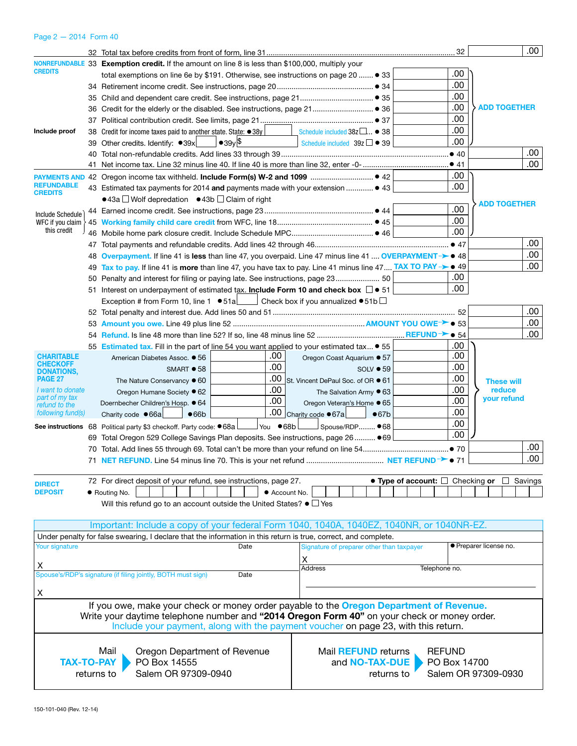Page 2 — 2014 Form 40

32 Total tax before credits from front of form, line 31 ........ 32 | .00

**NONREFUNDABLE CREDITS**

| | | | |
|---|---|---|---|
| 33 **Exemption credit.** If the amount on line 8 is less than $100,000, multiply your total exemptions on line 6e by $191. Otherwise, see instructions on page 20 ....... ● 33 | .00 | ADD TOGETHER | |
| 34 Retirement income credit. See instructions, page 20 ........ ● 34 | .00 | | |
| 35 Child and dependent care credit. See instructions, page 21 ........ ● 35 | .00 | | |
| 36 Credit for the elderly or the disabled. See instructions, page 21 ........ ● 36 | .00 | | |
| 37 Political contribution credit. See limits, page 21 ........ ● 37 | .00 | | |
| Include proof — 38 Credit for income taxes paid to another state. State: ●38y ____ Schedule included 38z ☐ ... ● 38 | .00 | | |
| 39 Other credits. Identify: ●39x ____ ●39y $ ____ Schedule included 39z ☐ ● 39 | .00 | | |
| 40 Total non-refundable credits. Add lines 33 through 39 ........ ● 40 | | | .00 |
| 41 Net income tax. Line 32 minus line 40. If line 40 is more than line 32, enter -0- ........ ● 41 | | | .00 |

**PAYMENTS AND REFUNDABLE CREDITS**

| | | | |
|---|---|---|---|
| 42 Oregon income tax withheld. **Include Form(s) W-2 and 1099** ........ ● 42 | .00 | ADD TOGETHER | |
| 43 Estimated tax payments for 2014 **and** payments made with your extension ........ ● 43 | .00 | | |
| ●43a ☐ Wolf depredation ●43b ☐ Claim of right | | | |
| 44 Earned income credit. See instructions, page 23 ........ ● 44 | .00 | | |
| Include Schedule WFC if you claim this credit — 45 **Working family child care credit** from WFC, line 18 ........ ● 45 | .00 | | |
| 46 Mobile home park closure credit. Include Schedule MPC ........ ● 46 | .00 | | |
| 47 Total payments and refundable credits. Add lines 42 through 46 ........ ● 47 | | | .00 |
| 48 **Overpayment.** If line 41 is **less** than line 47, you overpaid. Line 47 minus line 41 .... OVERPAYMENT → ● 48 | | | .00 |
| 49 **Tax to pay.** If line 41 is **more** than line 47, you have tax to pay. Line 41 minus line 47.... TAX TO PAY → ● 49 | | | .00 |
| 50 Penalty and interest for filing or paying late. See instructions, page 23 ........ 50 | .00 | | |
| 51 Interest on underpayment of estimated tax. **Include Form 10 and check box** ☐ ● 51 | .00 | | |
| Exception # from Form 10, line 1 ●51a ____ Check box if you annualized ●51b ☐ | | | |
| 52 Total penalty and interest due. Add lines 50 and 51 ........ 52 | | | .00 |
| 53 **Amount you owe.** Line 49 plus line 52 ........ AMOUNT YOU OWE → ● 53 | | | .00 |
| 54 **Refund.** Is line 48 more than line 52? If so, line 48 minus line 52 ........ REFUND → ● 54 | | | .00 |
| 55 **Estimated tax.** Fill in the part of line 54 you want applied to your estimated tax... ● 55 | .00 | These will reduce your refund | |

**CHARITABLE CHECKOFF DONATIONS, PAGE 27**

*I want to donate part of my tax refund to the following fund(s)*

| | | | |
|---|---|---|---|
| American Diabetes Assoc. ● 56 | .00 | Oregon Coast Aquarium ● 57 | .00 |
| SMART ● 58 | .00 | SOLV ● 59 | .00 |
| The Nature Conservancy ● 60 | .00 | St. Vincent DePaul Soc. of OR ● 61 | .00 |
| Oregon Humane Society ● 62 | .00 | The Salvation Army ● 63 | .00 |
| Doernbecher Children's Hosp. ● 64 | .00 | Oregon Veteran's Home ● 65 | .00 |
| Charity code ●66a ____ ●66b | .00 | Charity code ●67a ____ ●67b | .00 |

See instructions — 68 Political party $3 checkoff. Party code: ●68a ____ You ●68b ____ Spouse/RDP........ ●68 | .00

69 Total Oregon 529 College Savings Plan deposits. See instructions, page 26 ........ ●69 | .00

70 Total. Add lines 55 through 69. Total can't be more than your refund on line 54........ ● 70 | .00

71 **NET REFUND.** Line 54 minus line 70. This is your net refund ........ NET REFUND → ● 71 | .00

**DIRECT DEPOSIT**

72 For direct deposit of your refund, see instructions, page 27. ● **Type of account:** ☐ Checking **or** ☐ Savings

● Routing No. ____ ● Account No. ____

Will this refund go to an account outside the United States? ● ☐ Yes

**Important: Include a copy of your federal Form 1040, 1040A, 1040EZ, 1040NR, or 1040NR-EZ.**

Under penalty for false swearing, I declare that the information in this return is true, correct, and complete.

| | | | |
|---|---|---|---|
| Your signature X | Date | Signature of preparer other than taxpayer X | ● Preparer license no. |
| Spouse's/RDP's signature (if filing jointly, BOTH must sign) X | Date | Address | Telephone no. |

If you owe, make your check or money order payable to the **Oregon Department of Revenue.**
Write your daytime telephone number and **"2014 Oregon Form 40"** on your check or money order.
Include your payment, along with the payment voucher on page 23, with this return.

| | |
|---|---|
| Mail **TAX-TO-PAY** returns to → Oregon Department of Revenue, PO Box 14555, Salem OR 97309-0940 | Mail **REFUND** returns and **NO-TAX-DUE** returns to → REFUND, PO Box 14700, Salem OR 97309-0930 |

150-101-040 (Rev. 12-14)